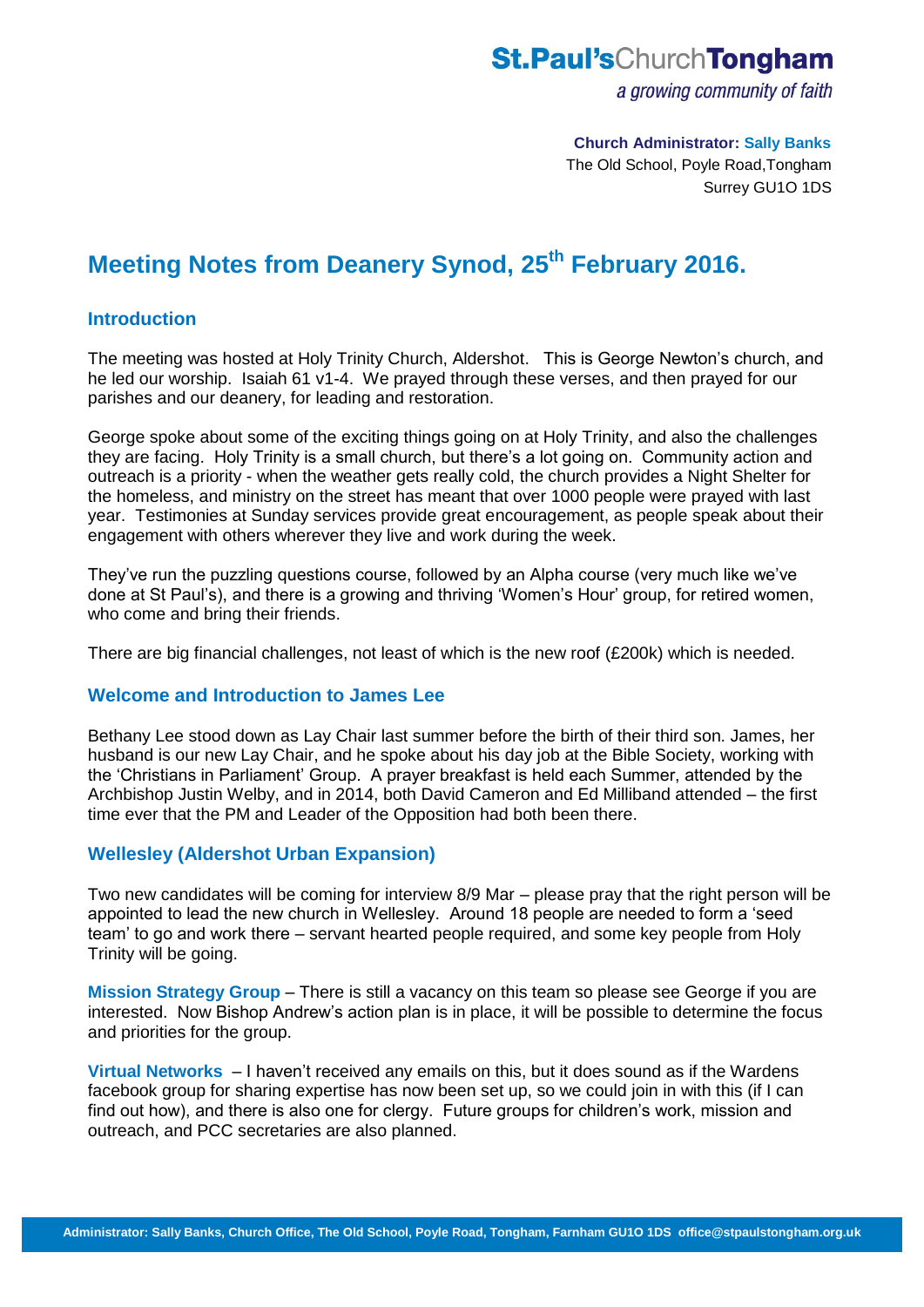**St.Paul'sChurchTongham**

*a growing community of faith*

**Church Administrator: Sally Banks**
The Old School, Poyle Road,Tongham
Surrey GU1O 1DS

# Meeting Notes from Deanery Synod, 25th February 2016.

## Introduction

The meeting was hosted at Holy Trinity Church, Aldershot. This is George Newton's church, and he led our worship. Isaiah 61 v1-4. We prayed through these verses, and then prayed for our parishes and our deanery, for leading and restoration.

George spoke about some of the exciting things going on at Holy Trinity, and also the challenges they are facing. Holy Trinity is a small church, but there's a lot going on. Community action and outreach is a priority - when the weather gets really cold, the church provides a Night Shelter for the homeless, and ministry on the street has meant that over 1000 people were prayed with last year. Testimonies at Sunday services provide great encouragement, as people speak about their engagement with others wherever they live and work during the week.

They've run the puzzling questions course, followed by an Alpha course (very much like we've done at St Paul's), and there is a growing and thriving 'Women's Hour' group, for retired women, who come and bring their friends.

There are big financial challenges, not least of which is the new roof (£200k) which is needed.

## Welcome and Introduction to James Lee

Bethany Lee stood down as Lay Chair last summer before the birth of their third son. James, her husband is our new Lay Chair, and he spoke about his day job at the Bible Society, working with the 'Christians in Parliament' Group. A prayer breakfast is held each Summer, attended by the Archbishop Justin Welby, and in 2014, both David Cameron and Ed Milliband attended – the first time ever that the PM and Leader of the Opposition had both been there.

## Wellesley (Aldershot Urban Expansion)

Two new candidates will be coming for interview 8/9 Mar – please pray that the right person will be appointed to lead the new church in Wellesley. Around 18 people are needed to form a 'seed team' to go and work there – servant hearted people required, and some key people from Holy Trinity will be going.

**Mission Strategy Group** – There is still a vacancy on this team so please see George if you are interested. Now Bishop Andrew's action plan is in place, it will be possible to determine the focus and priorities for the group.

**Virtual Networks** – I haven't received any emails on this, but it does sound as if the Wardens facebook group for sharing expertise has now been set up, so we could join in with this (if I can find out how), and there is also one for clergy. Future groups for children's work, mission and outreach, and PCC secretaries are also planned.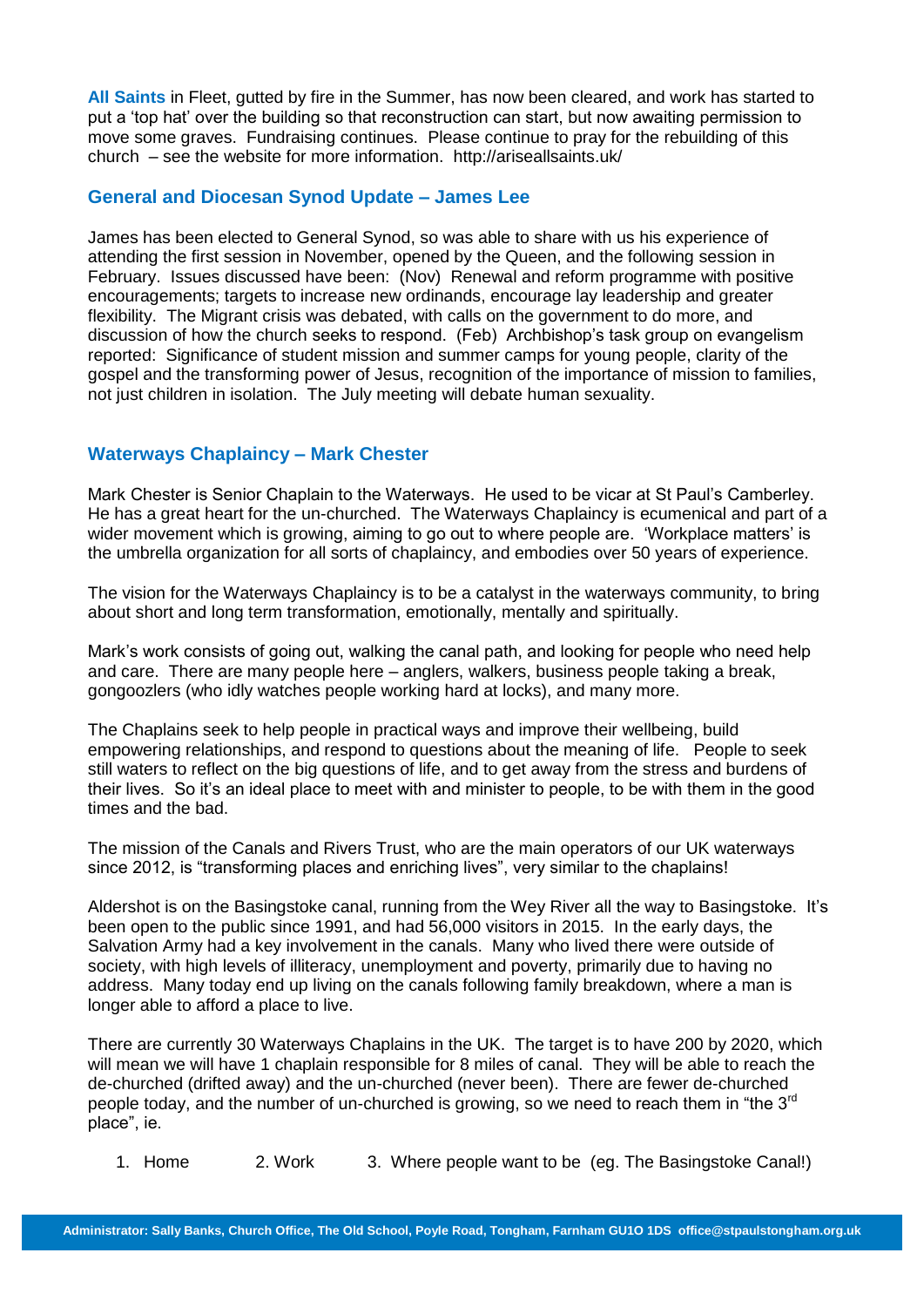**All Saints** in Fleet, gutted by fire in the Summer, has now been cleared, and work has started to put a 'top hat' over the building so that reconstruction can start, but now awaiting permission to move some graves. Fundraising continues. Please continue to pray for the rebuilding of this church – see the website for more information. http://ariseallsaints.uk/

## General and Diocesan Synod Update – James Lee

James has been elected to General Synod, so was able to share with us his experience of attending the first session in November, opened by the Queen, and the following session in February. Issues discussed have been: (Nov) Renewal and reform programme with positive encouragements; targets to increase new ordinands, encourage lay leadership and greater flexibility. The Migrant crisis was debated, with calls on the government to do more, and discussion of how the church seeks to respond. (Feb) Archbishop's task group on evangelism reported: Significance of student mission and summer camps for young people, clarity of the gospel and the transforming power of Jesus, recognition of the importance of mission to families, not just children in isolation. The July meeting will debate human sexuality.

## Waterways Chaplaincy – Mark Chester

Mark Chester is Senior Chaplain to the Waterways. He used to be vicar at St Paul's Camberley. He has a great heart for the un-churched. The Waterways Chaplaincy is ecumenical and part of a wider movement which is growing, aiming to go out to where people are. 'Workplace matters' is the umbrella organization for all sorts of chaplaincy, and embodies over 50 years of experience.

The vision for the Waterways Chaplaincy is to be a catalyst in the waterways community, to bring about short and long term transformation, emotionally, mentally and spiritually.

Mark's work consists of going out, walking the canal path, and looking for people who need help and care. There are many people here – anglers, walkers, business people taking a break, gongoozlers (who idly watches people working hard at locks), and many more.

The Chaplains seek to help people in practical ways and improve their wellbeing, build empowering relationships, and respond to questions about the meaning of life. People to seek still waters to reflect on the big questions of life, and to get away from the stress and burdens of their lives. So it's an ideal place to meet with and minister to people, to be with them in the good times and the bad.

The mission of the Canals and Rivers Trust, who are the main operators of our UK waterways since 2012, is "transforming places and enriching lives", very similar to the chaplains!

Aldershot is on the Basingstoke canal, running from the Wey River all the way to Basingstoke. It's been open to the public since 1991, and had 56,000 visitors in 2015. In the early days, the Salvation Army had a key involvement in the canals. Many who lived there were outside of society, with high levels of illiteracy, unemployment and poverty, primarily due to having no address. Many today end up living on the canals following family breakdown, where a man is longer able to afford a place to live.

There are currently 30 Waterways Chaplains in the UK. The target is to have 200 by 2020, which will mean we will have 1 chaplain responsible for 8 miles of canal. They will be able to reach the de-churched (drifted away) and the un-churched (never been). There are fewer de-churched people today, and the number of un-churched is growing, so we need to reach them in "the 3rd place", ie.

1. Home 2. Work 3. Where people want to be (eg. The Basingstoke Canal!)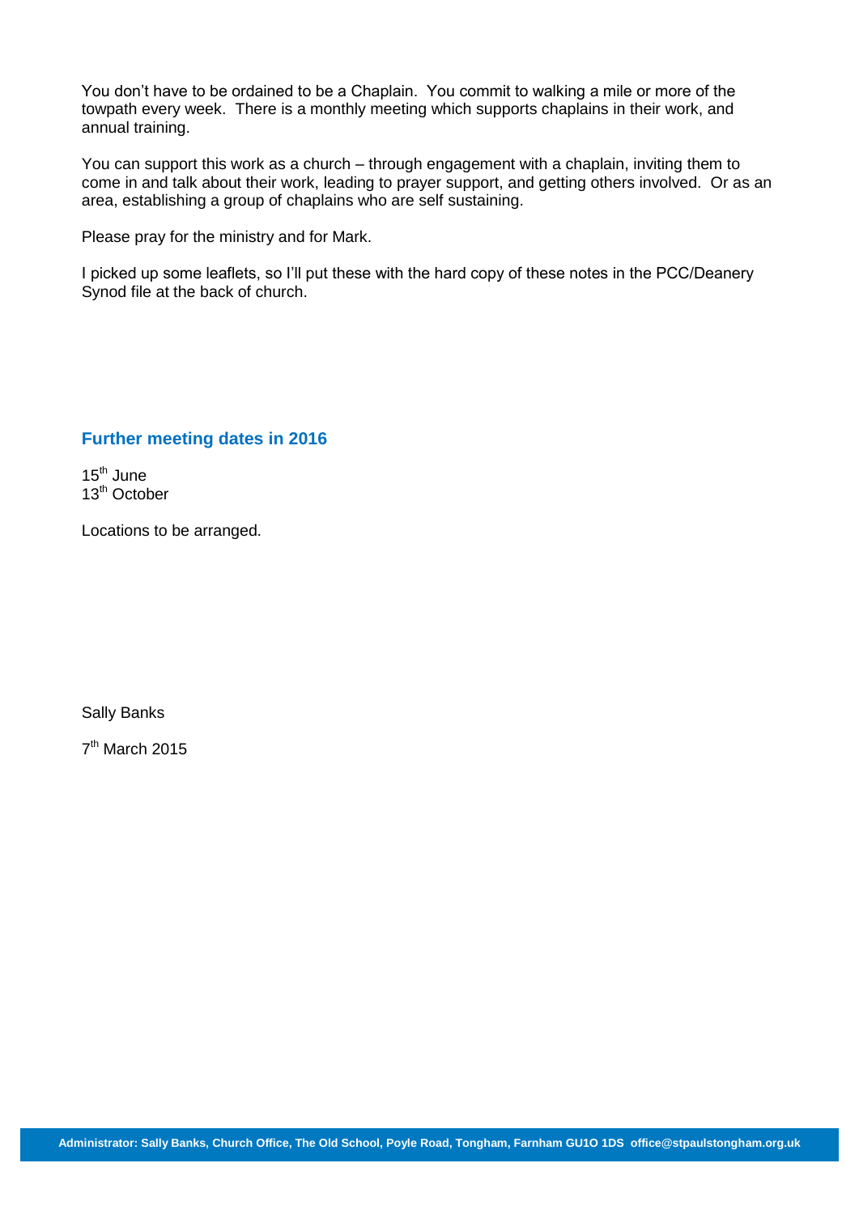You don't have to be ordained to be a Chaplain. You commit to walking a mile or more of the towpath every week. There is a monthly meeting which supports chaplains in their work, and annual training.

You can support this work as a church – through engagement with a chaplain, inviting them to come in and talk about their work, leading to prayer support, and getting others involved. Or as an area, establishing a group of chaplains who are self sustaining.

Please pray for the ministry and for Mark.

I picked up some leaflets, so I'll put these with the hard copy of these notes in the PCC/Deanery Synod file at the back of church.

## Further meeting dates in 2016

15th June
13th October

Locations to be arranged.

Sally Banks

7th March 2015

Administrator: Sally Banks, Church Office, The Old School, Poyle Road, Tongham, Farnham GU1O 1DS office@stpaulstongham.org.uk